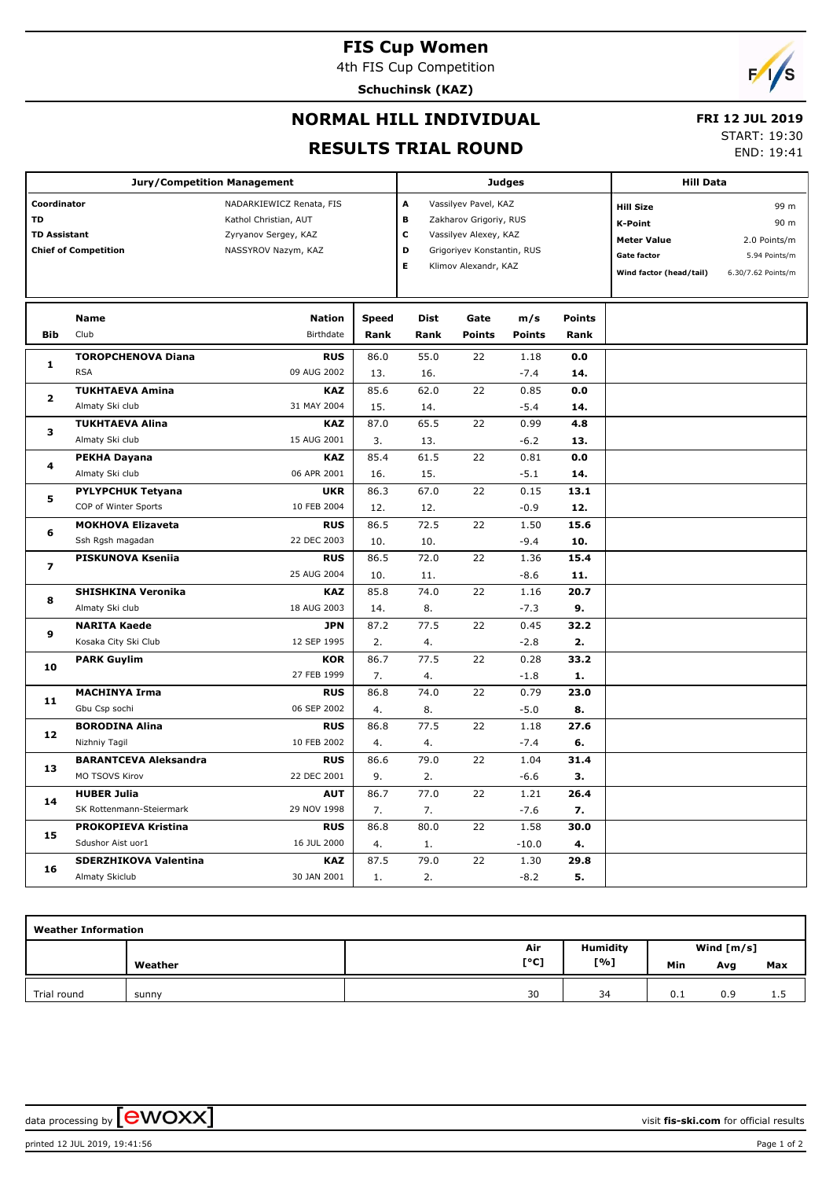# FIS Cup Women

4th FIS Cup Competition

**Schuchinsk (KAZ)**

## NORMAL HILL INDIVIDUAL

## RESULTS TRIAL ROUND

**FRI 12 JUL 2019**

START: 19:30

END: 19:41

| Jury/Competition Management | | Judges | | Hill Data | |
|---|---|---|---|---|---|
| Coordinator | NADARKIEWICZ Renata, FIS | A | Vassilyev Pavel, KAZ | Hill Size | 99 m |
| TD | Kathol Christian, AUT | B | Zakharov Grigoriy, RUS | K-Point | 90 m |
| TD Assistant | Zyryanov Sergey, KAZ | C | Vassilyev Alexey, KAZ | Meter Value | 2.0 Points/m |
| Chief of Competition | NASSYROV Nazym, KAZ | D | Grigoriyev Konstantin, RUS | Gate factor | 5.94 Points/m |
| | | E | Klimov Alexandr, KAZ | Wind factor (head/tail) | 6.30/7.62 Points/m |

| Bib | Name / Club | Nation / Birthdate | Speed / Rank | Dist / Rank | Gate / Points | m/s / Points | Points / Rank |
|---|---|---|---|---|---|---|---|
| 1 | **TOROPCHENOVA Diana** | **RUS** | 86.0 | 55.0 | 22 | 1.18 | **0.0** |
| | RSA | 09 AUG 2002 | 13. | 16. | | -7.4 | **14.** |
| 2 | **TUKHTAEVA Amina** | **KAZ** | 85.6 | 62.0 | 22 | 0.85 | **0.0** |
| | Almaty Ski club | 31 MAY 2004 | 15. | 14. | | -5.4 | **14.** |
| 3 | **TUKHTAEVA Alina** | **KAZ** | 87.0 | 65.5 | 22 | 0.99 | **4.8** |
| | Almaty Ski club | 15 AUG 2001 | 3. | 13. | | -6.2 | **13.** |
| 4 | **PEKHA Dayana** | **KAZ** | 85.4 | 61.5 | 22 | 0.81 | **0.0** |
| | Almaty Ski club | 06 APR 2001 | 16. | 15. | | -5.1 | **14.** |
| 5 | **PYLYPCHUK Tetyana** | **UKR** | 86.3 | 67.0 | 22 | 0.15 | **13.1** |
| | COP of Winter Sports | 10 FEB 2004 | 12. | 12. | | -0.9 | **12.** |
| 6 | **MOKHOVA Elizaveta** | **RUS** | 86.5 | 72.5 | 22 | 1.50 | **15.6** |
| | Ssh Rgsh magadan | 22 DEC 2003 | 10. | 10. | | -9.4 | **10.** |
| 7 | **PISKUNOVA Kseniia** | **RUS** | 86.5 | 72.0 | 22 | 1.36 | **15.4** |
| | | 25 AUG 2004 | 10. | 11. | | -8.6 | **11.** |
| 8 | **SHISHKINA Veronika** | **KAZ** | 85.8 | 74.0 | 22 | 1.16 | **20.7** |
| | Almaty Ski club | 18 AUG 2003 | 14. | 8. | | -7.3 | **9.** |
| 9 | **NARITA Kaede** | **JPN** | 87.2 | 77.5 | 22 | 0.45 | **32.2** |
| | Kosaka City Ski Club | 12 SEP 1995 | 2. | 4. | | -2.8 | **2.** |
| 10 | **PARK Guylim** | **KOR** | 86.7 | 77.5 | 22 | 0.28 | **33.2** |
| | | 27 FEB 1999 | 7. | 4. | | -1.8 | **1.** |
| 11 | **MACHINYA Irma** | **RUS** | 86.8 | 74.0 | 22 | 0.79 | **23.0** |
| | Gbu Csp sochi | 06 SEP 2002 | 4. | 8. | | -5.0 | **8.** |
| 12 | **BORODINA Alina** | **RUS** | 86.8 | 77.5 | 22 | 1.18 | **27.6** |
| | Nizhniy Tagil | 10 FEB 2002 | 4. | 4. | | -7.4 | **6.** |
| 13 | **BARANTCEVA Aleksandra** | **RUS** | 86.6 | 79.0 | 22 | 1.04 | **31.4** |
| | MO TSOVS Kirov | 22 DEC 2001 | 9. | 2. | | -6.6 | **3.** |
| 14 | **HUBER Julia** | **AUT** | 86.7 | 77.0 | 22 | 1.21 | **26.4** |
| | SK Rottenmann-Steiermark | 29 NOV 1998 | 7. | 7. | | -7.6 | **7.** |
| 15 | **PROKOPIEVA Kristina** | **RUS** | 86.8 | 80.0 | 22 | 1.58 | **30.0** |
| | Sdushor Aist uor1 | 16 JUL 2000 | 4. | 1. | | -10.0 | **4.** |
| 16 | **SDERZHIKOVA Valentina** | **KAZ** | 87.5 | 79.0 | 22 | 1.30 | **29.8** |
| | Almaty Skiclub | 30 JAN 2001 | 1. | 2. | | -8.2 | **5.** |

**Weather Information**

| | Weather | Air [°C] | Humidity [%] | Wind [m/s] Min | Avg | Max |
|---|---|---|---|---|---|---|
| Trial round | sunny | 30 | 34 | 0.1 | 0.9 | 1.5 |

data processing by ewoxx — visit **fis-ski.com** for official results

printed 12 JUL 2019, 19:41:56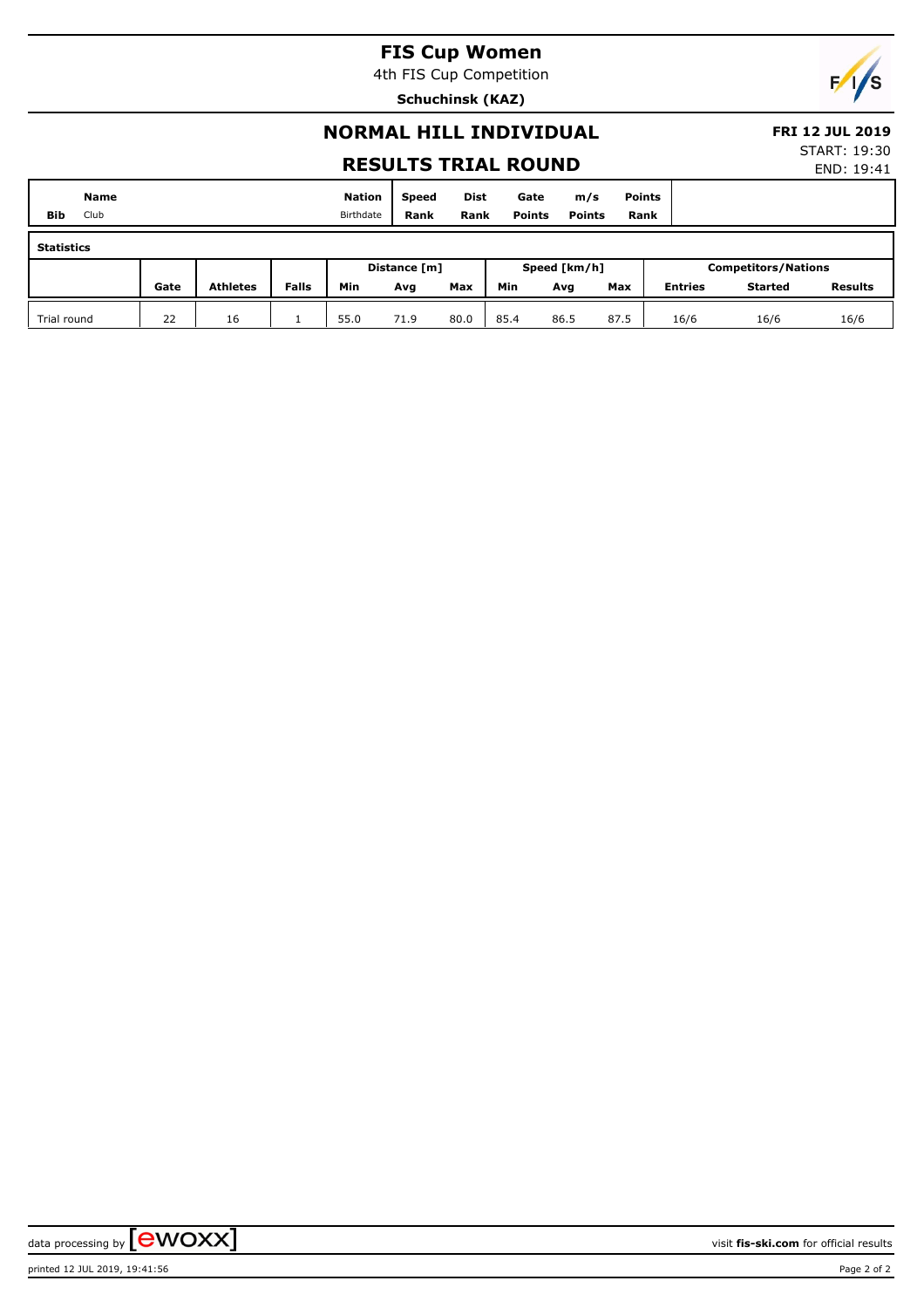# FIS Cup Women

4th FIS Cup Competition

**Schuchinsk (KAZ)**

## NORMAL HILL INDIVIDUAL

**FRI 12 JUL 2019**

START: 19:30

END: 19:41

## RESULTS TRIAL ROUND

| Bib | Name / Club | Nation / Birthdate | Speed / Rank | Dist / Rank | Gate / Points | m/s / Points | Points / Rank |
|---|---|---|---|---|---|---|---|

**Statistics**

| | | | | Distance [m] | | | Speed [km/h] | | | Competitors/Nations | | |
|---|---|---|---|---|---|---|---|---|---|---|---|---|
| | **Gate** | **Athletes** | **Falls** | **Min** | **Avg** | **Max** | **Min** | **Avg** | **Max** | **Entries** | **Started** | **Results** |
| Trial round | 22 | 16 | 1 | 55.0 | 71.9 | 80.0 | 85.4 | 86.5 | 87.5 | 16/6 | 16/6 | 16/6 |

data processing by [ewoxx]

visit **fis-ski.com** for official results

printed 12 JUL 2019, 19:41:56